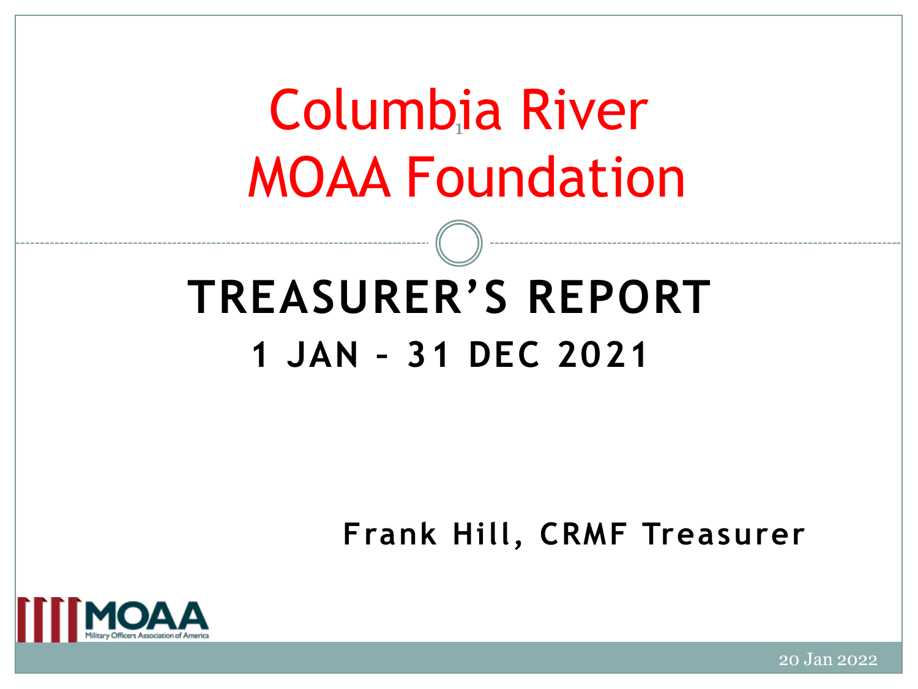# Columbia River MOAA Foundation

## TREASURER'S REPORT

### 1 JAN – 31 DEC 2021

**Frank Hill, CRMF Treasurer**

MOAA
Military Officers Association of America

20 Jan 2022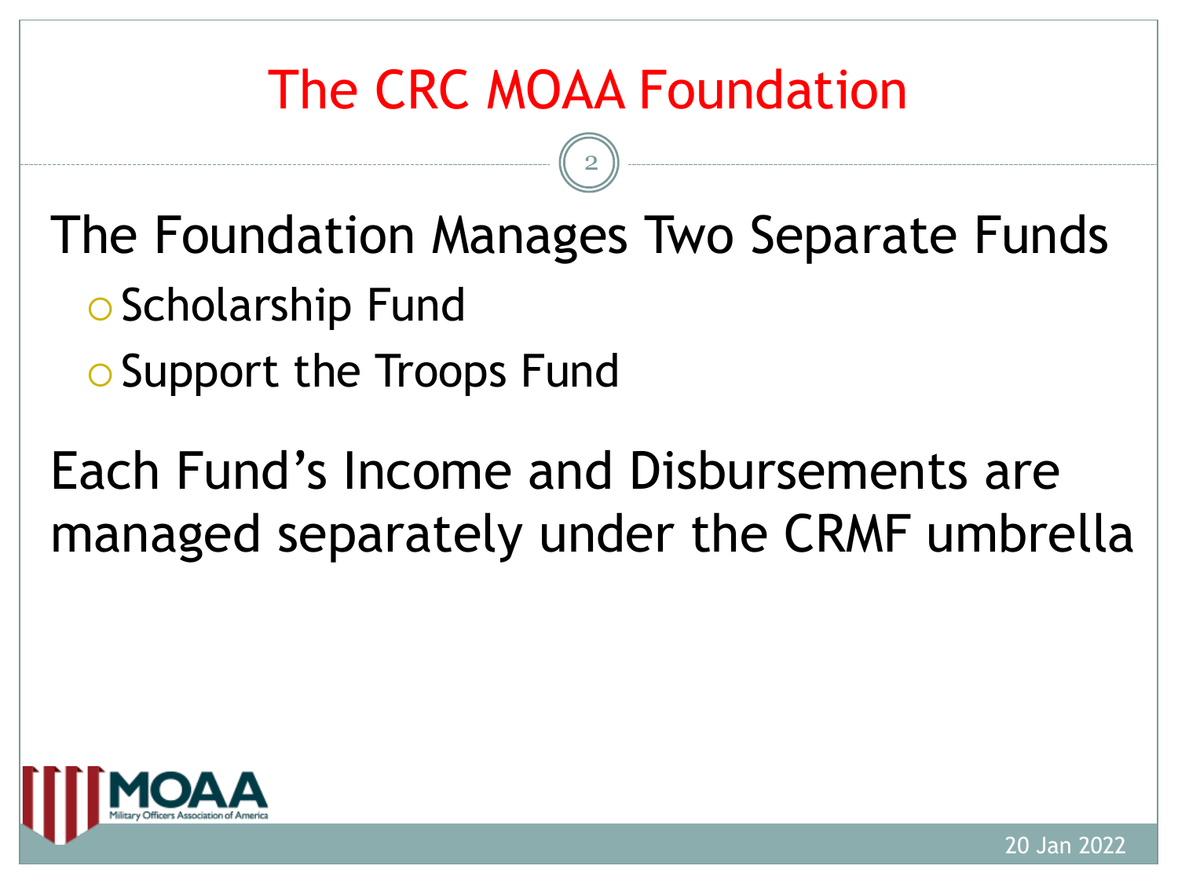# The CRC MOAA Foundation

## The Foundation Manages Two Separate Funds

- Scholarship Fund
- Support the Troops Fund

Each Fund's Income and Disbursements are managed separately under the CRMF umbrella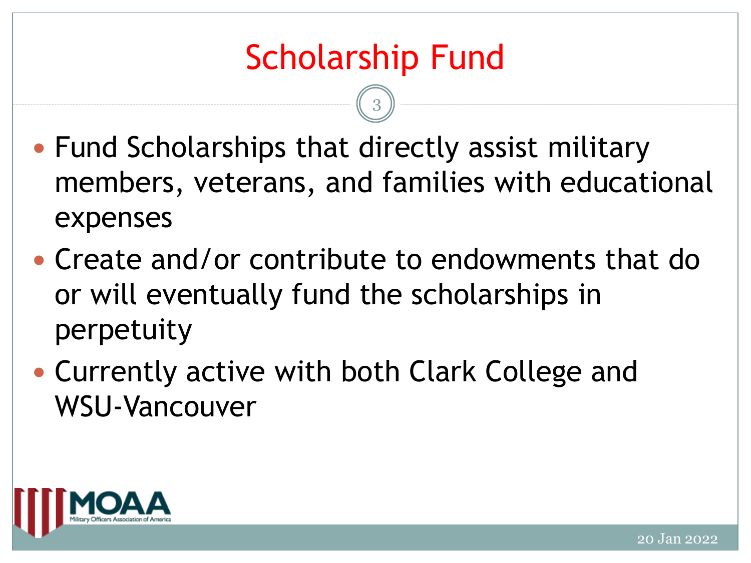# Scholarship Fund

- Fund Scholarships that directly assist military members, veterans, and families with educational expenses
- Create and/or contribute to endowments that do or will eventually fund the scholarships in perpetuity
- Currently active with both Clark College and WSU-Vancouver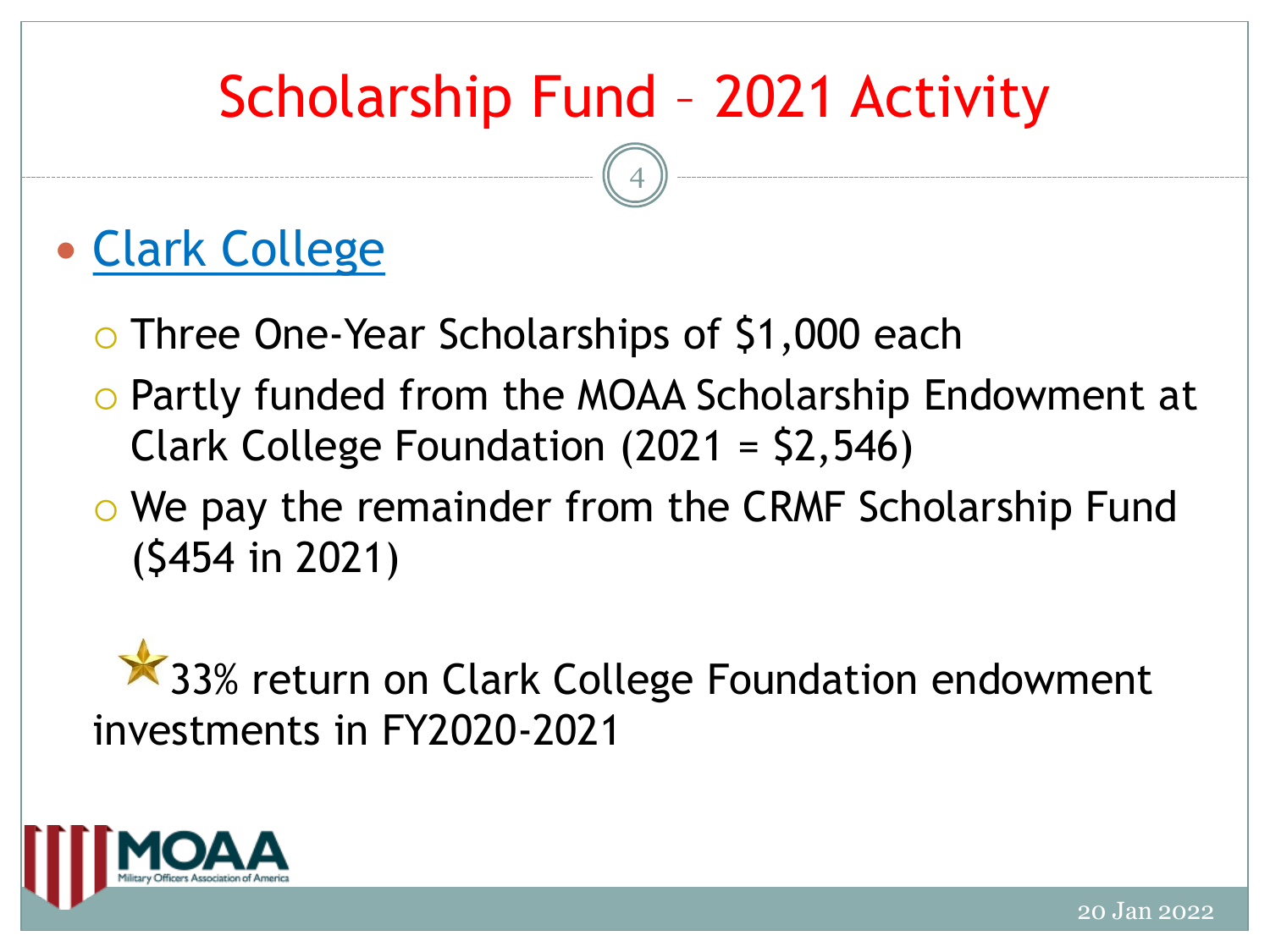# Scholarship Fund – 2021 Activity

- Clark College
  - Three One-Year Scholarships of $1,000 each
  - Partly funded from the MOAA Scholarship Endowment at Clark College Foundation (2021 = $2,546)
  - We pay the remainder from the CRMF Scholarship Fund ($454 in 2021)

⭐ 33% return on Clark College Foundation endowment investments in FY2020-2021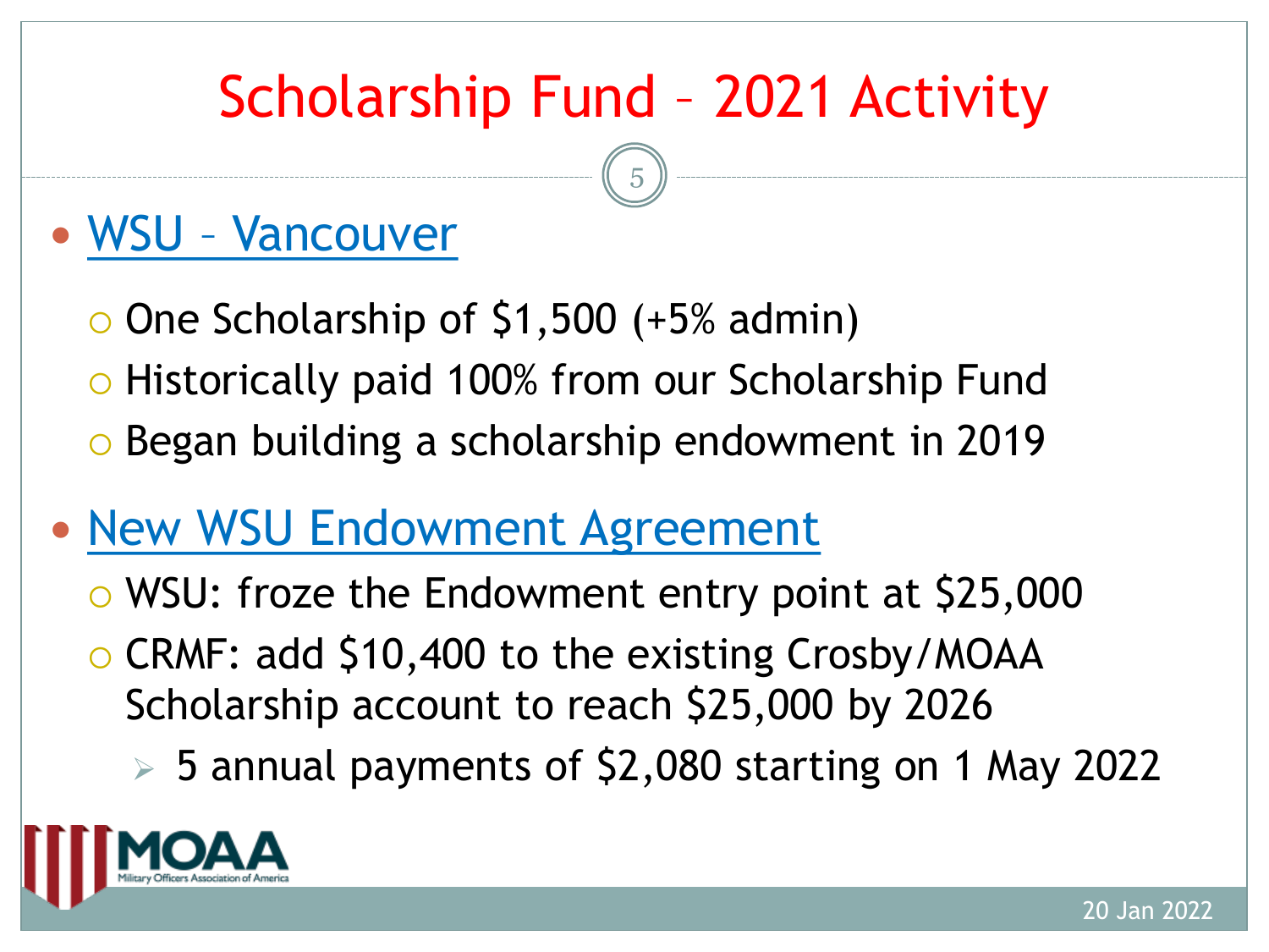# Scholarship Fund – 2021 Activity

- WSU – Vancouver
  - One Scholarship of $1,500 (+5% admin)
  - Historically paid 100% from our Scholarship Fund
  - Began building a scholarship endowment in 2019
- New WSU Endowment Agreement
  - WSU: froze the Endowment entry point at $25,000
  - CRMF: add $10,400 to the existing Crosby/MOAA Scholarship account to reach $25,000 by 2026
    - 5 annual payments of $2,080 starting on 1 May 2022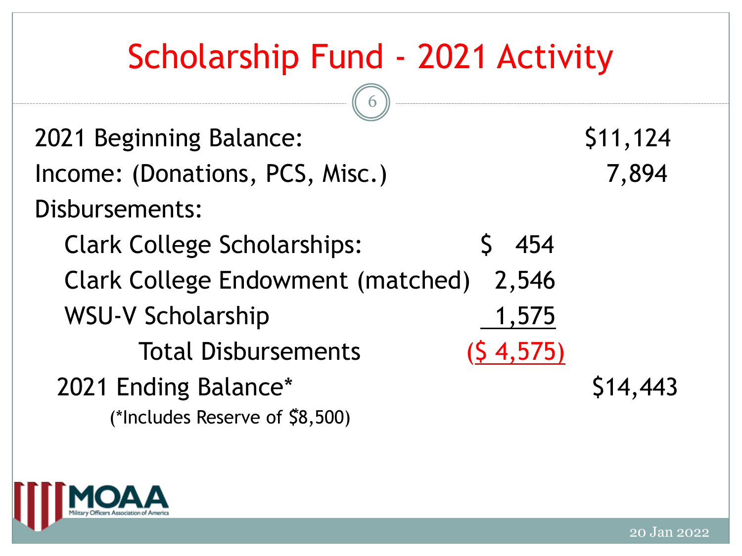# Scholarship Fund - 2021 Activity

| | | |
|---|---|---|
| 2021 Beginning Balance: | | $11,124 |
| Income: (Donations, PCS, Misc.) | | 7,894 |
| Disbursements: | | |
| Clark College Scholarships: | $ 454 | |
| Clark College Endowment (matched) | 2,546 | |
| WSU-V Scholarship | 1,575 | |
| Total Disbursements | ($ 4,575) | |
| 2021 Ending Balance* | | $14,443 |

(*Includes Reserve of $8,500)

MOAA Military Officers Association of America

20 Jan 2022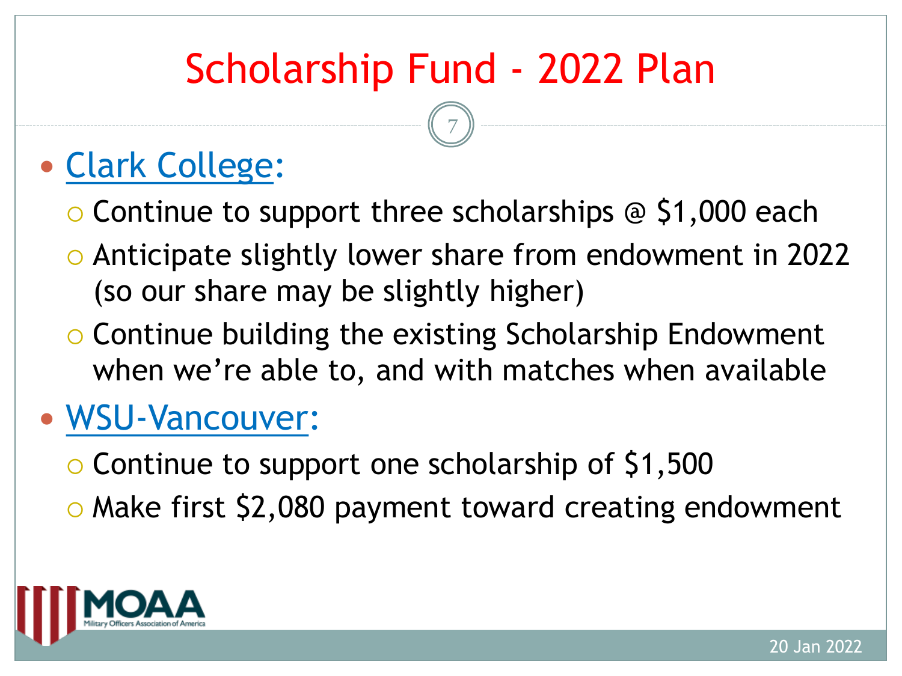# Scholarship Fund - 2022 Plan

- Clark College:
  - Continue to support three scholarships @ $1,000 each
  - Anticipate slightly lower share from endowment in 2022 (so our share may be slightly higher)
  - Continue building the existing Scholarship Endowment when we're able to, and with matches when available
- WSU-Vancouver:
  - Continue to support one scholarship of $1,500
  - Make first $2,080 payment toward creating endowment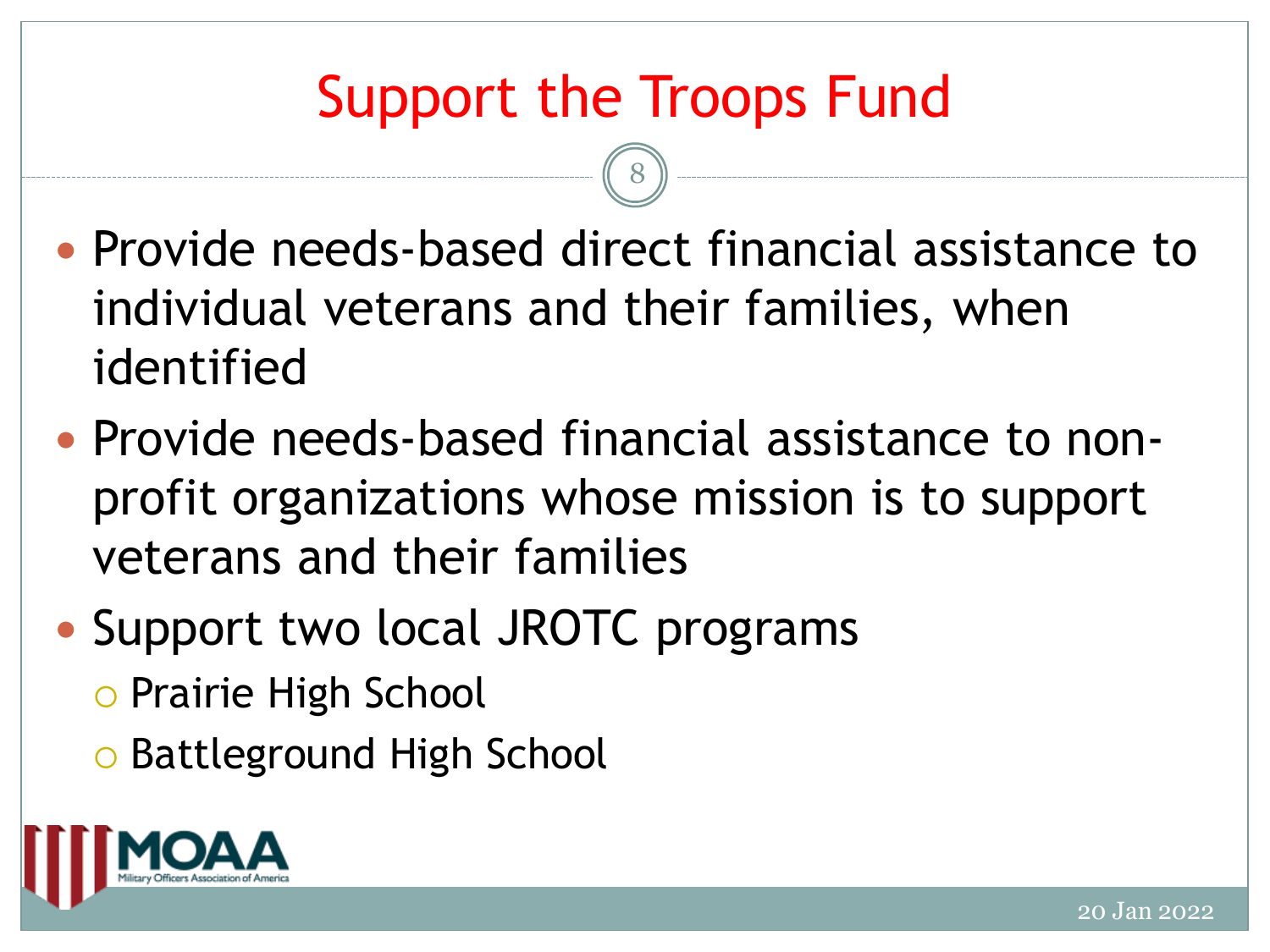# Support the Troops Fund

- Provide needs-based direct financial assistance to individual veterans and their families, when identified
- Provide needs-based financial assistance to non-profit organizations whose mission is to support veterans and their families
- Support two local JROTC programs
  - Prairie High School
  - Battleground High School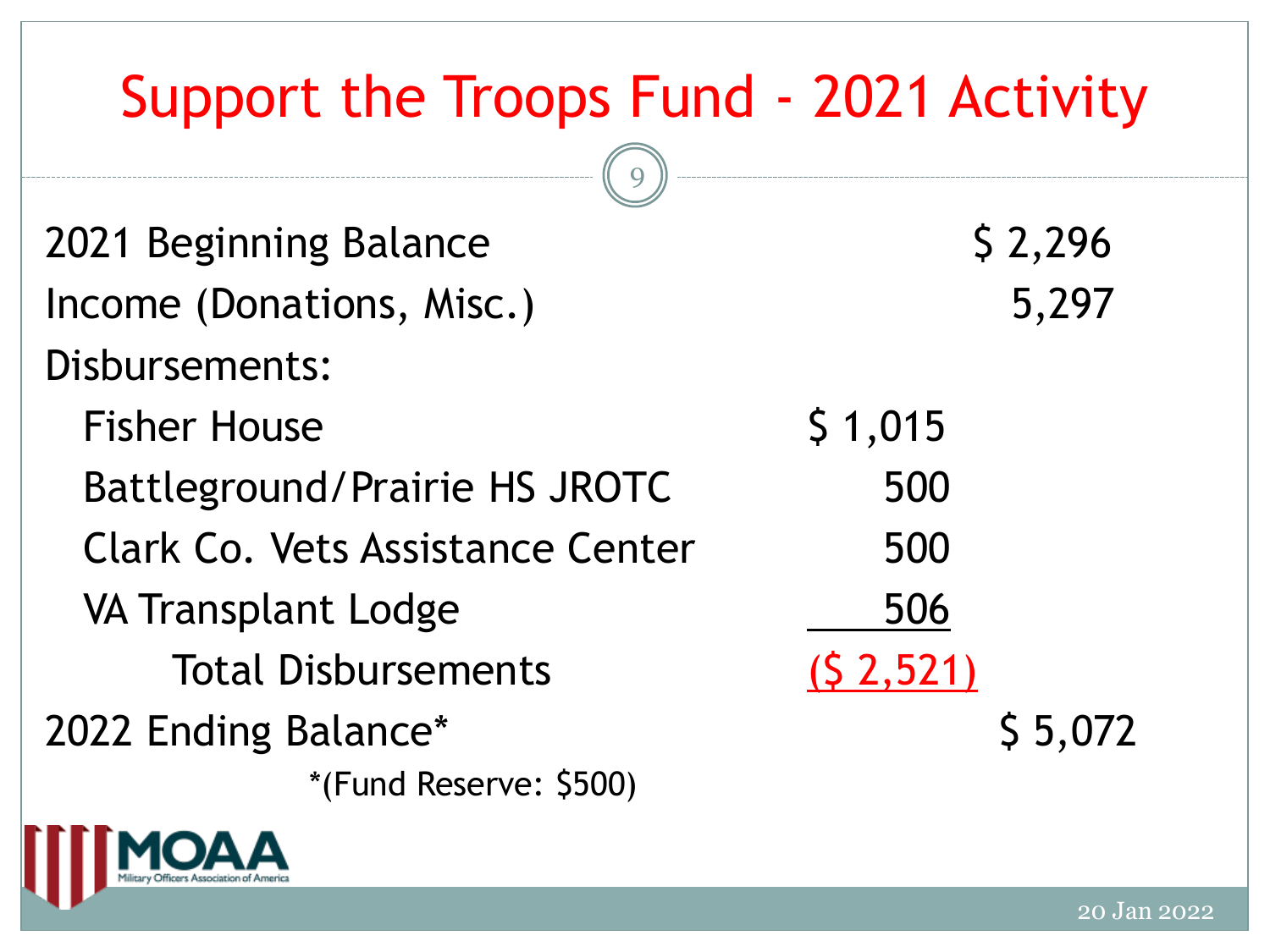# Support the Troops Fund - 2021 Activity

| | | |
|---|---|---|
| 2021 Beginning Balance | | $ 2,296 |
| Income (Donations, Misc.) | | 5,297 |
| Disbursements: | | |
| Fisher House | $ 1,015 | |
| Battleground/Prairie HS JROTC | 500 | |
| Clark Co. Vets Assistance Center | 500 | |
| VA Transplant Lodge | 506 | |
| Total Disbursements | ($ 2,521) | |
| 2022 Ending Balance* | | $ 5,072 |

*(Fund Reserve: $500)

MOAA Military Officers Association of America

20 Jan 2022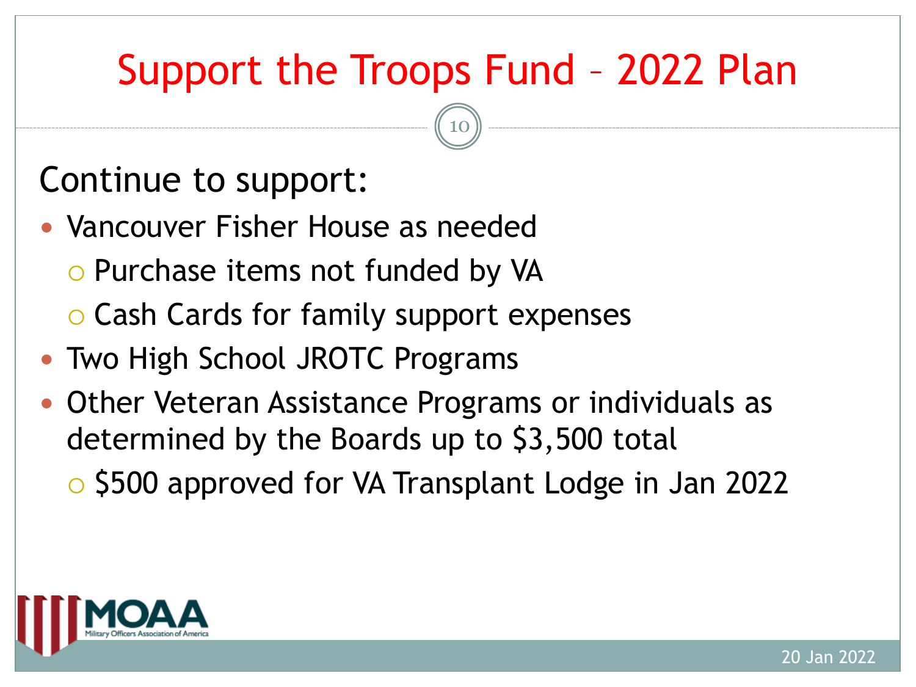# Support the Troops Fund – 2022 Plan

Continue to support:

- Vancouver Fisher House as needed
  - Purchase items not funded by VA
  - Cash Cards for family support expenses
- Two High School JROTC Programs
- Other Veteran Assistance Programs or individuals as determined by the Boards up to $3,500 total
  - $500 approved for VA Transplant Lodge in Jan 2022

20 Jan 2022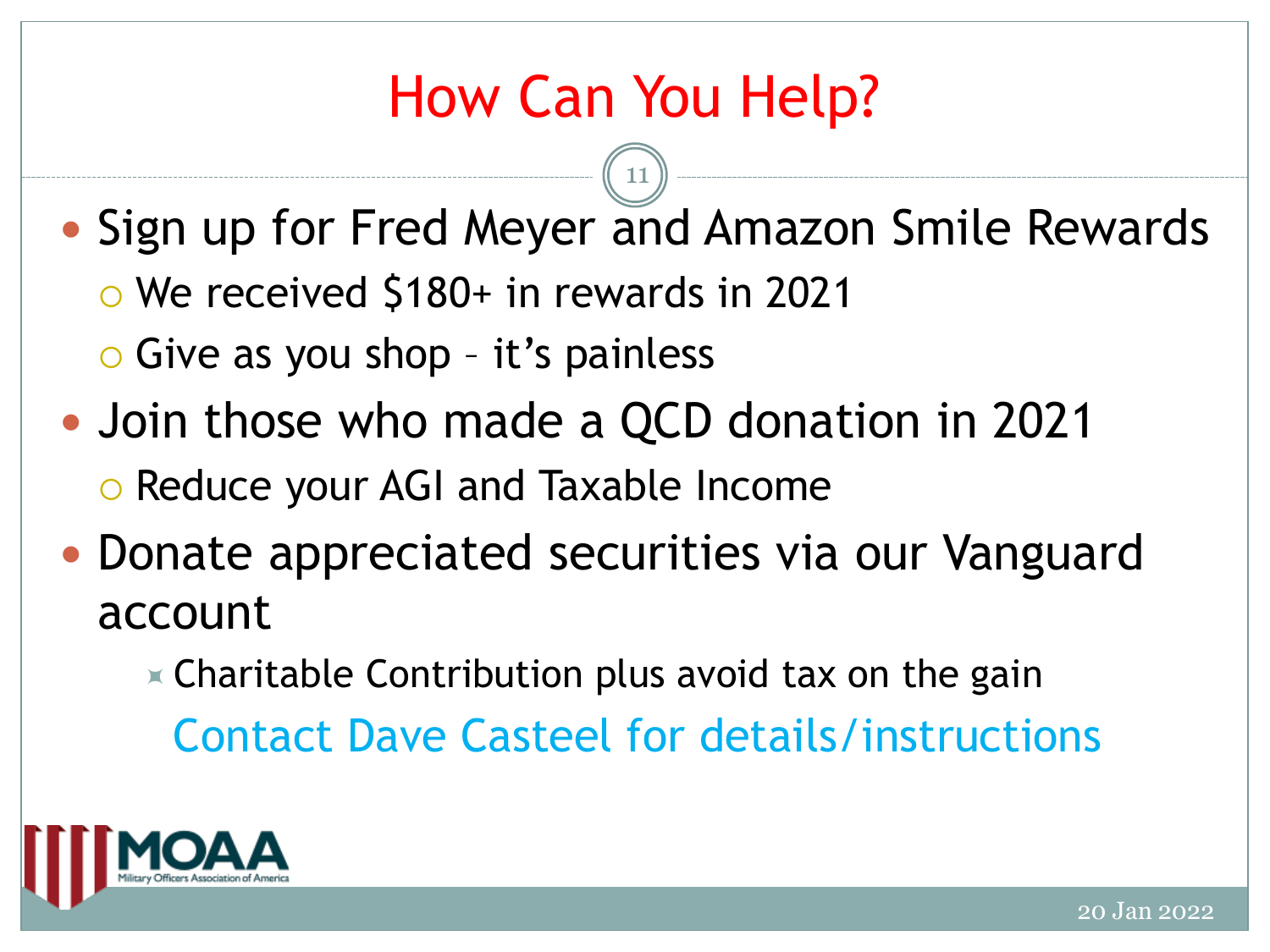# How Can You Help?

- Sign up for Fred Meyer and Amazon Smile Rewards
  - We received $180+ in rewards in 2021
  - Give as you shop – it's painless
- Join those who made a QCD donation in 2021
  - Reduce your AGI and Taxable Income
- Donate appreciated securities via our Vanguard account
  - Charitable Contribution plus avoid tax on the gain

    Contact Dave Casteel for details/instructions

MOAA Military Officers Association of America

20 Jan 2022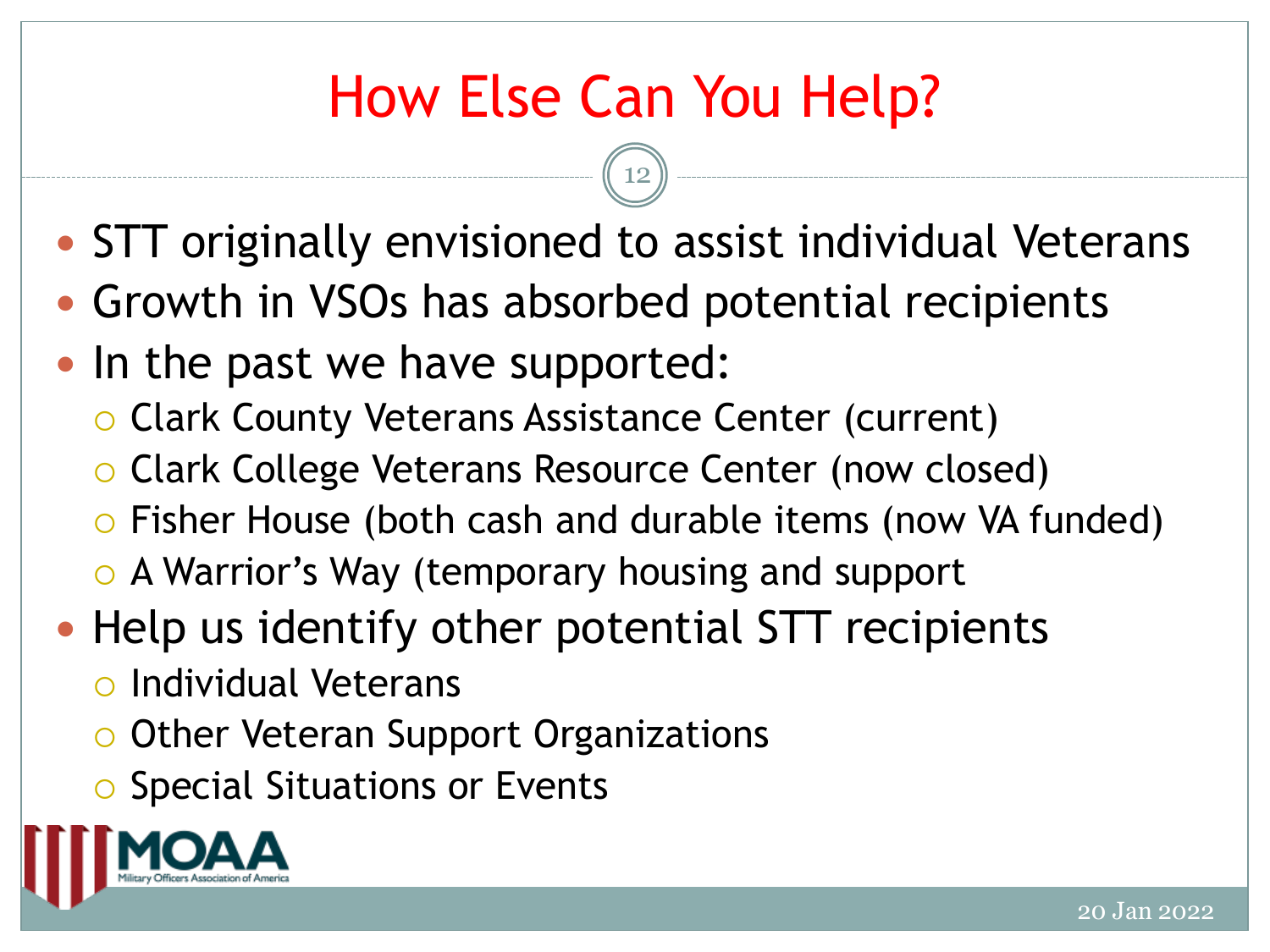# How Else Can You Help?

- STT originally envisioned to assist individual Veterans
- Growth in VSOs has absorbed potential recipients
- In the past we have supported:
  - Clark County Veterans Assistance Center (current)
  - Clark College Veterans Resource Center (now closed)
  - Fisher House (both cash and durable items (now VA funded)
  - A Warrior's Way (temporary housing and support
- Help us identify other potential STT recipients
  - Individual Veterans
  - Other Veteran Support Organizations
  - Special Situations or Events

MOAA Military Officers Association of America

20 Jan 2022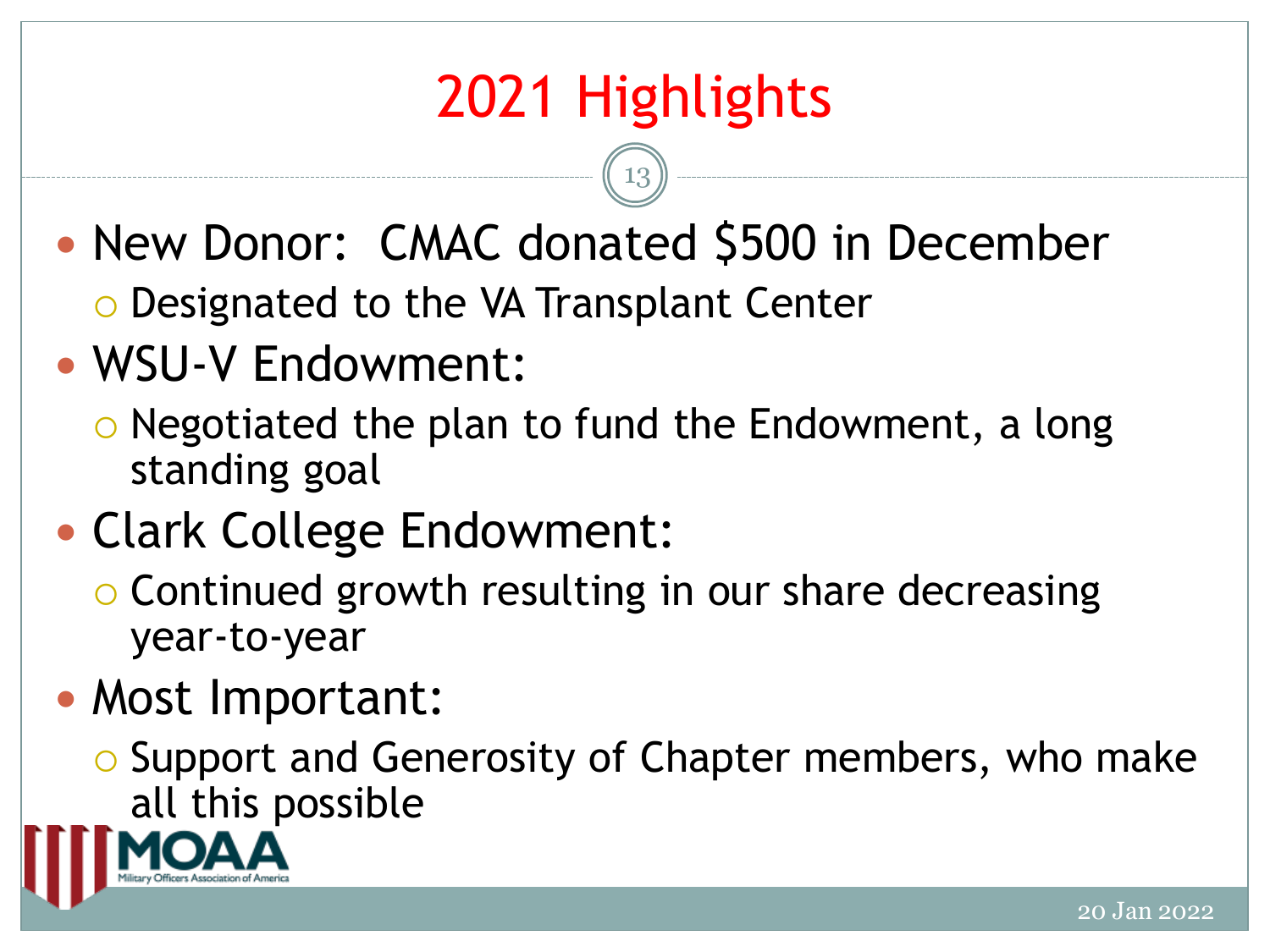# 2021 Highlights

- New Donor: CMAC donated $500 in December
  - Designated to the VA Transplant Center
- WSU-V Endowment:
  - Negotiated the plan to fund the Endowment, a long standing goal
- Clark College Endowment:
  - Continued growth resulting in our share decreasing year-to-year
- Most Important:
  - Support and Generosity of Chapter members, who make all this possible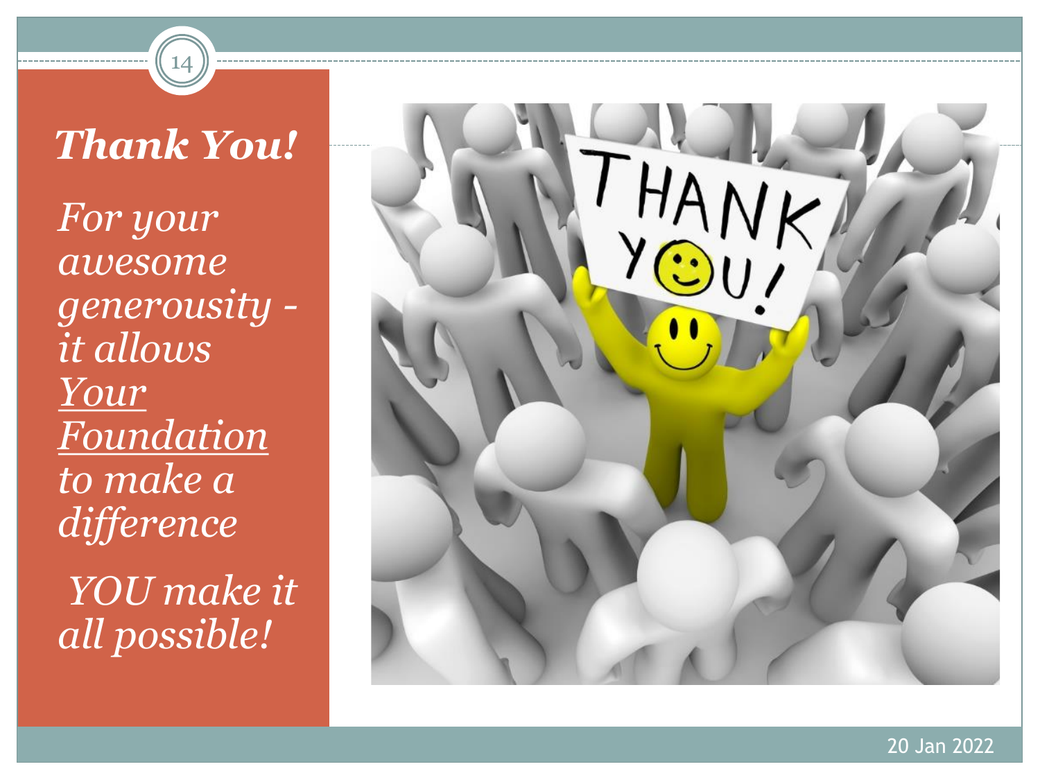# *Thank You!*

*For your awesome generousity - it allows Your Foundation to make a difference*

*YOU make it all possible!*

20 Jan 2022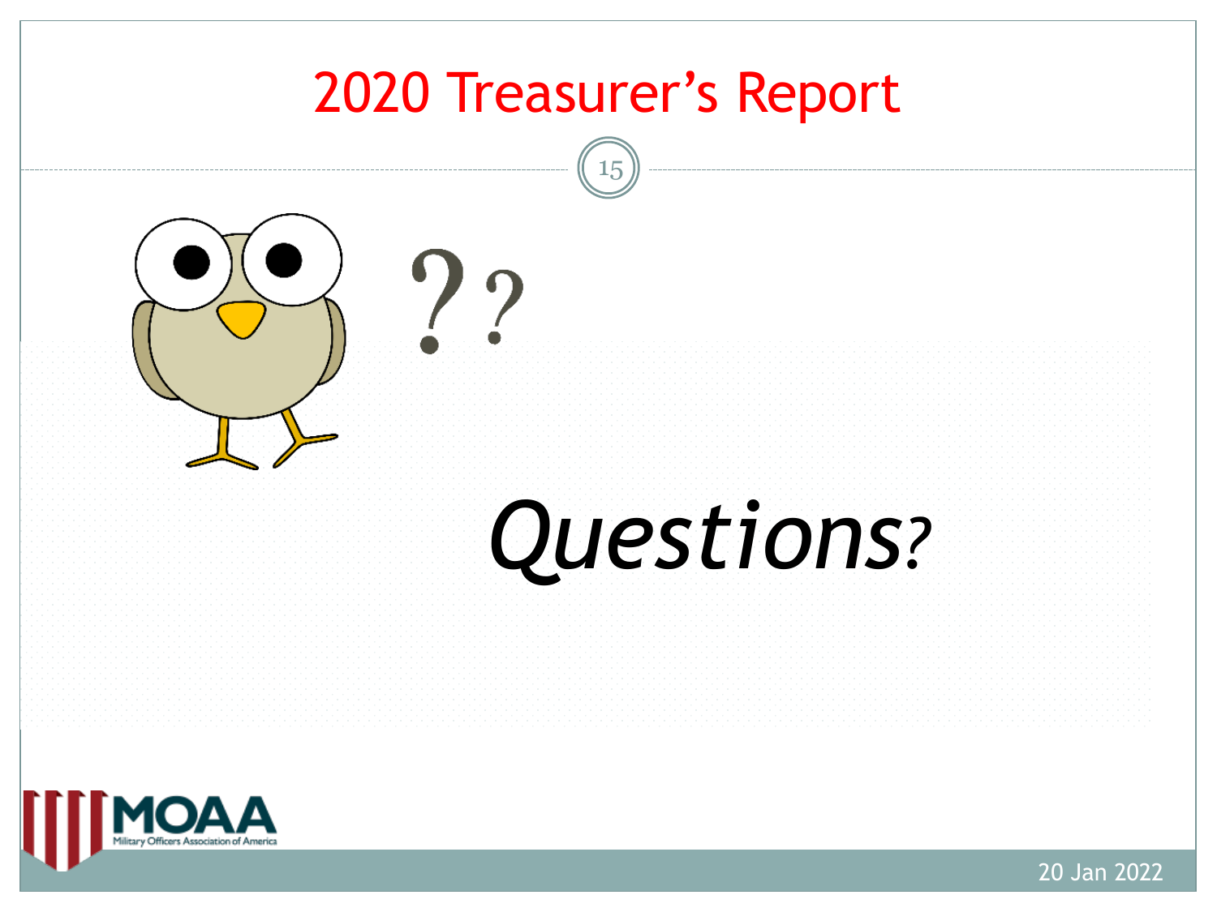# 2020 Treasurer's Report

*Questions?*